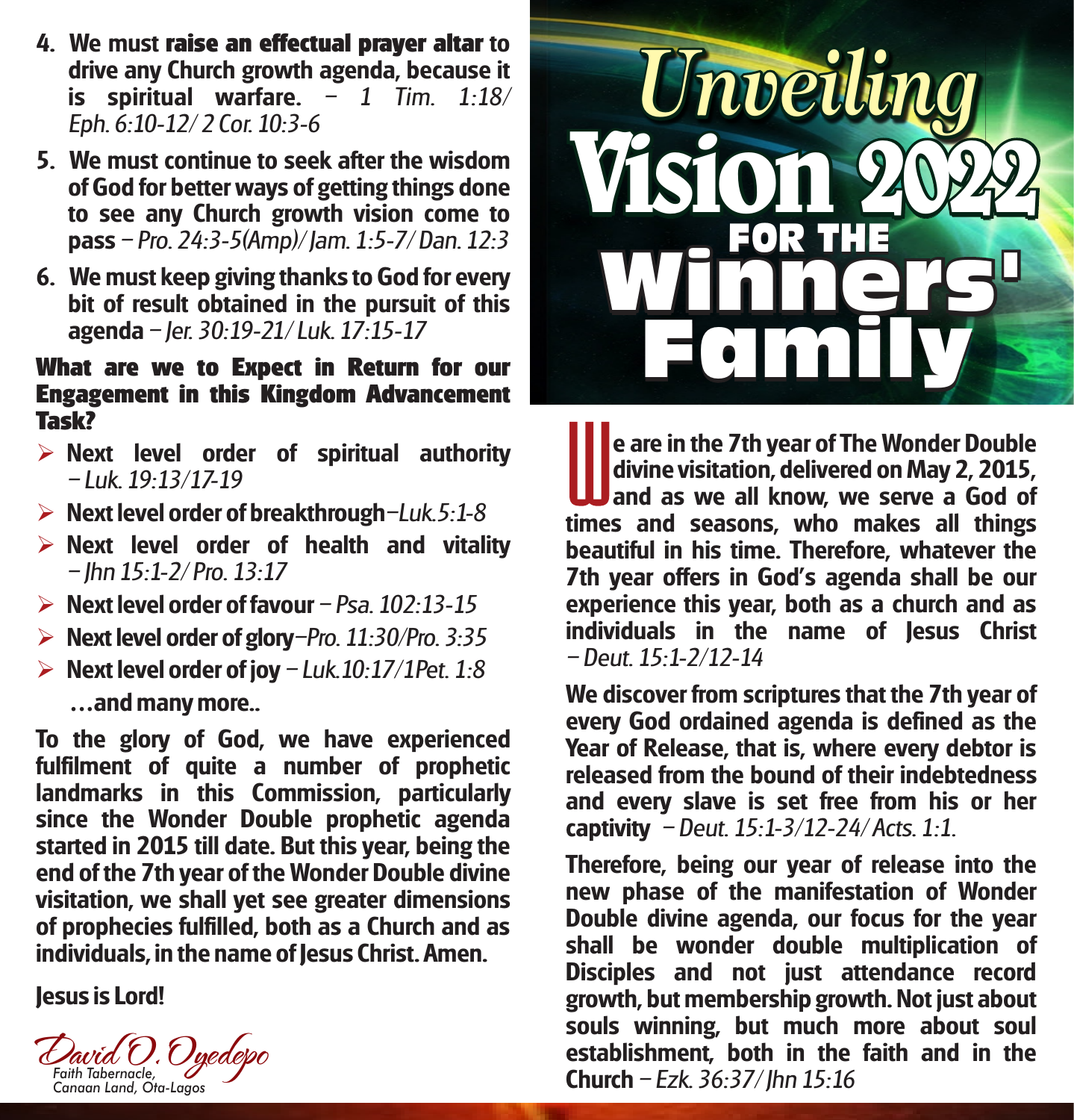4. We must **raise an effectual prayer altar** to drive any Church growth agenda, because it is spiritual warfare. – *1 Tim. 1:18/ Eph. 6:10-12/ 2 Cor. 10:3-6*
5. We must continue to seek after the wisdom of God for better ways of getting things done to see any Church growth vision come to pass – *Pro. 24:3-5(Amp)/ Jam. 1:5-7/ Dan. 12:3*
6. We must keep giving thanks to God for every bit of result obtained in the pursuit of this agenda – *Jer. 30:19-21/ Luk. 17:15-17*

## What are we to Expect in Return for our Engagement in this Kingdom Advancement Task?

- Next level order of spiritual authority – *Luk. 19:13/17-19*
- Next level order of breakthrough–*Luk.5:1-8*
- Next level order of health and vitality – *Jhn 15:1-2/ Pro. 13:17*
- Next level order of favour – *Psa. 102:13-15*
- Next level order of glory–*Pro. 11:30/Pro. 3:35*
- Next level order of joy – *Luk.10:17/1Pet. 1:8*

…and many more..

To the glory of God, we have experienced fulfilment of quite a number of prophetic landmarks in this Commission, particularly since the Wonder Double prophetic agenda started in 2015 till date. But this year, being the end of the 7th year of the Wonder Double divine visitation, we shall yet see greater dimensions of prophecies fulfilled, both as a Church and as individuals, in the name of Jesus Christ. Amen.

Jesus is Lord!

*David O. Oyedepo*
*Faith Tabernacle, Canaan Land, Ota-Lagos*

# *Unveiling* Vision 2022 for the Winners' Family

We are in the 7th year of The Wonder Double divine visitation, delivered on May 2, 2015, and as we all know, we serve a God of times and seasons, who makes all things beautiful in his time. Therefore, whatever the 7th year offers in God's agenda shall be our experience this year, both as a church and as individuals in the name of Jesus Christ – *Deut. 15:1-2/12-14*

We discover from scriptures that the 7th year of every God ordained agenda is defined as the Year of Release, that is, where every debtor is released from the bound of their indebtedness and every slave is set free from his or her captivity – *Deut. 15:1-3/12-24/ Acts. 1:1.*

Therefore, being our year of release into the new phase of the manifestation of Wonder Double divine agenda, our focus for the year shall be wonder double multiplication of Disciples and not just attendance record growth, but membership growth. Not just about souls winning, but much more about soul establishment, both in the faith and in the Church – *Ezk. 36:37/ Jhn 15:16*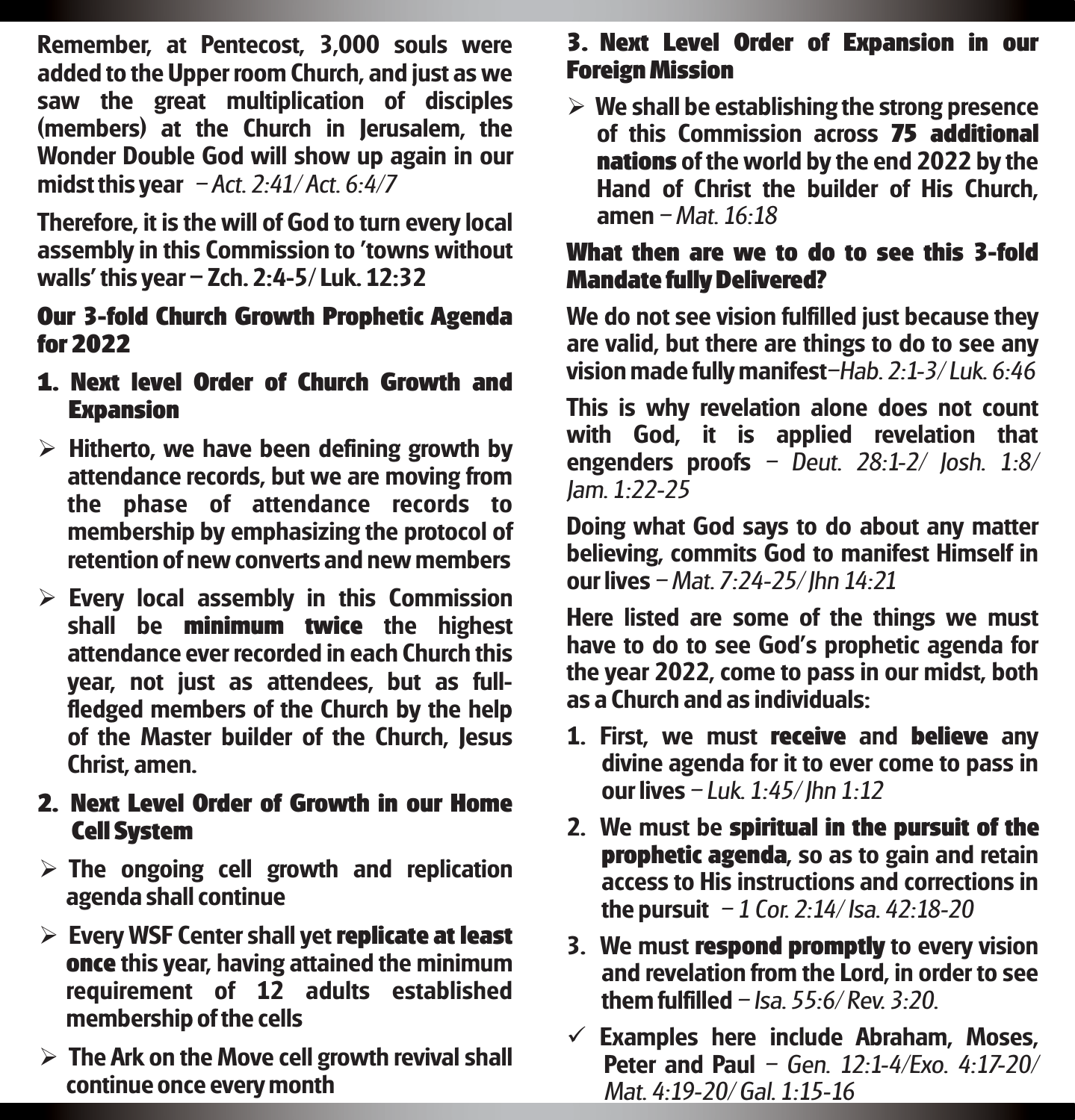**Remember, at Pentecost, 3,000 souls were added to the Upper room Church, and just as we saw the great multiplication of disciples (members) at the Church in Jerusalem, the Wonder Double God will show up again in our midst this year** *– Act. 2:41/ Act. 6:4/7*

**Therefore, it is the will of God to turn every local assembly in this Commission to 'towns without walls' this year – Zch. 2:4-5/ Luk. 12:32**

## Our 3-fold Church Growth Prophetic Agenda for 2022

### 1. Next level Order of Church Growth and Expansion

- **Hitherto, we have been defining growth by attendance records, but we are moving from the phase of attendance records to membership by emphasizing the protocol of retention of new converts and new members**
- **Every local assembly in this Commission shall be minimum twice the highest attendance ever recorded in each Church this year, not just as attendees, but as full-fledged members of the Church by the help of the Master builder of the Church, Jesus Christ, amen.**

### 2. Next Level Order of Growth in our Home Cell System

- **The ongoing cell growth and replication agenda shall continue**
- **Every WSF Center shall yet replicate at least once this year, having attained the minimum requirement of 12 adults established membership of the cells**
- **The Ark on the Move cell growth revival shall continue once every month**

### 3. Next Level Order of Expansion in our Foreign Mission

- **We shall be establishing the strong presence of this Commission across 75 additional nations of the world by the end 2022 by the Hand of Christ the builder of His Church, amen** *– Mat. 16:18*

## What then are we to do to see this 3-fold Mandate fully Delivered?

**We do not see vision fulfilled just because they are valid, but there are things to do to see any vision made fully manifest***–Hab. 2:1-3/ Luk. 6:46*

**This is why revelation alone does not count with God, it is applied revelation that engenders proofs** *– Deut. 28:1-2/ Josh. 1:8/ Jam. 1:22-25*

**Doing what God says to do about any matter believing, commits God to manifest Himself in our lives** *– Mat. 7:24-25/ Jhn 14:21*

**Here listed are some of the things we must have to do to see God's prophetic agenda for the year 2022, come to pass in our midst, both as a Church and as individuals:**

1. **First, we must receive and believe any divine agenda for it to ever come to pass in our lives** *– Luk. 1:45/ Jhn 1:12*
2. **We must be spiritual in the pursuit of the prophetic agenda, so as to gain and retain access to His instructions and corrections in the pursuit** *– 1 Cor. 2:14/ Isa. 42:18-20*
3. **We must respond promptly to every vision and revelation from the Lord, in order to see them fulfilled** *– Isa. 55:6/ Rev. 3:20.*

- ✓ **Examples here include Abraham, Moses, Peter and Paul** *– Gen. 12:1-4/Exo. 4:17-20/ Mat. 4:19-20/ Gal. 1:15-16*